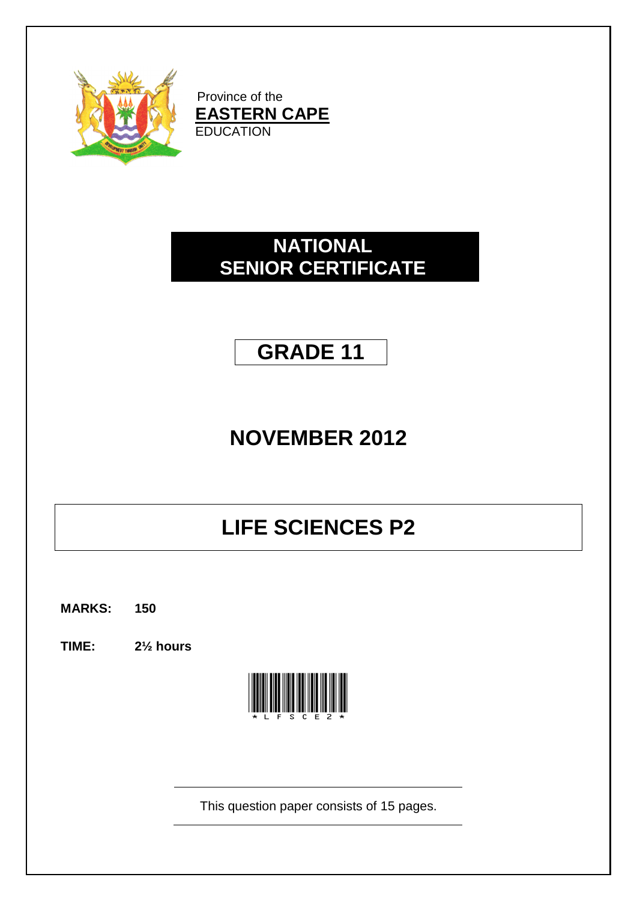Province of the
**EASTERN CAPE**
EDUCATION

# NATIONAL SENIOR CERTIFICATE

# GRADE 11

## NOVEMBER 2012

# LIFE SCIENCES P2

**MARKS: 150**

**TIME: 2½ hours**

*LFSCE2*

This question paper consists of 15 pages.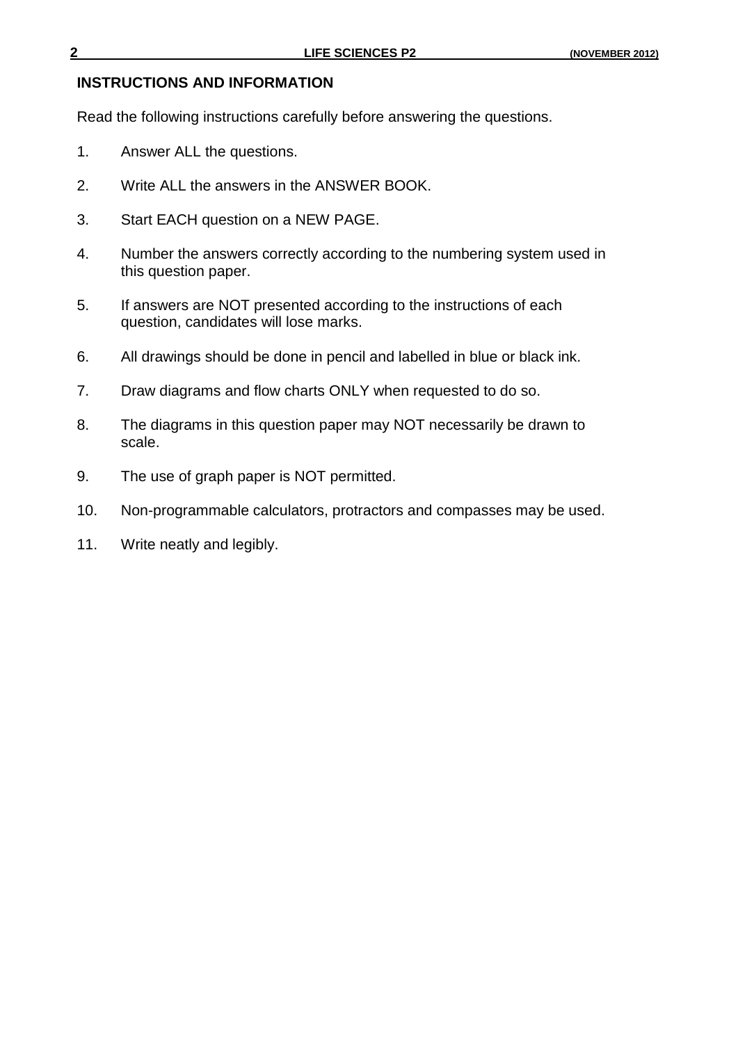## INSTRUCTIONS AND INFORMATION

Read the following instructions carefully before answering the questions.

1. Answer ALL the questions.
2. Write ALL the answers in the ANSWER BOOK.
3. Start EACH question on a NEW PAGE.
4. Number the answers correctly according to the numbering system used in this question paper.
5. If answers are NOT presented according to the instructions of each question, candidates will lose marks.
6. All drawings should be done in pencil and labelled in blue or black ink.
7. Draw diagrams and flow charts ONLY when requested to do so.
8. The diagrams in this question paper may NOT necessarily be drawn to scale.
9. The use of graph paper is NOT permitted.
10. Non-programmable calculators, protractors and compasses may be used.
11. Write neatly and legibly.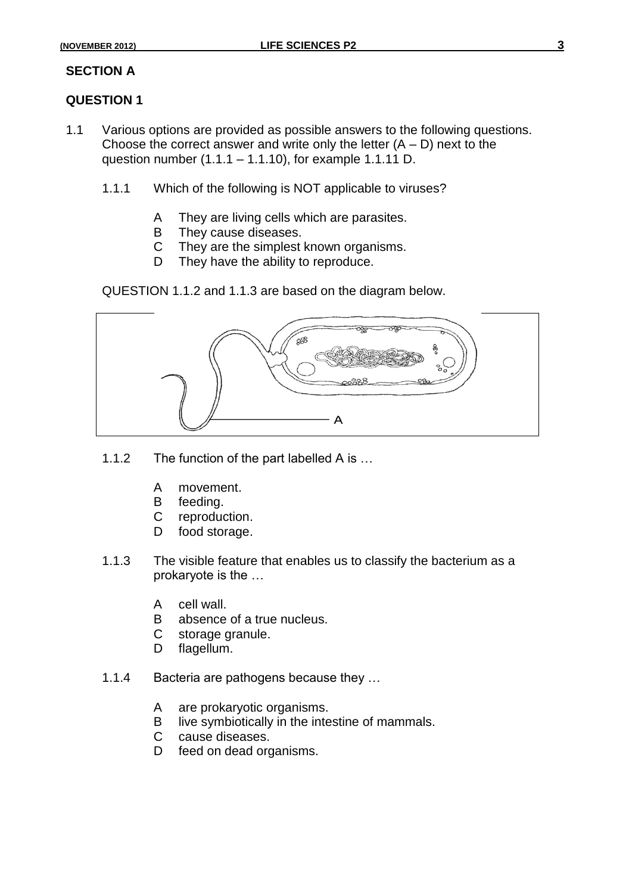## SECTION A

## QUESTION 1

1.1 Various options are provided as possible answers to the following questions. Choose the correct answer and write only the letter (A – D) next to the question number (1.1.1 – 1.1.10), for example 1.1.11 D.

1.1.1 Which of the following is NOT applicable to viruses?

- A They are living cells which are parasites.
- B They cause diseases.
- C They are the simplest known organisms.
- D They have the ability to reproduce.

QUESTION 1.1.2 and 1.1.3 are based on the diagram below.

1.1.2 The function of the part labelled A is …

- A movement.
- B feeding.
- C reproduction.
- D food storage.

1.1.3 The visible feature that enables us to classify the bacterium as a prokaryote is the …

- A cell wall.
- B absence of a true nucleus.
- C storage granule.
- D flagellum.

1.1.4 Bacteria are pathogens because they …

- A are prokaryotic organisms.
- B live symbiotically in the intestine of mammals.
- C cause diseases.
- D feed on dead organisms.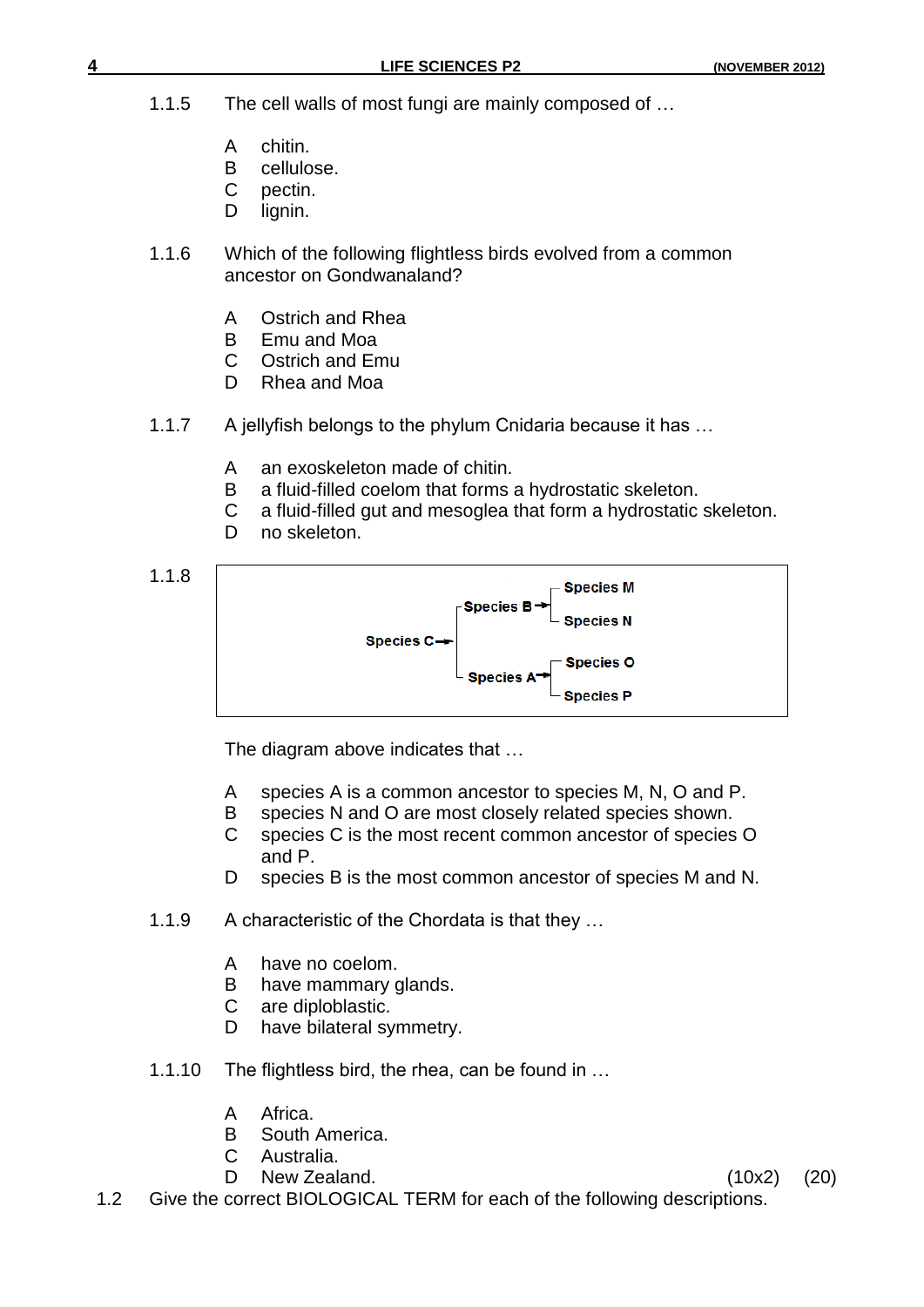1.1.5 The cell walls of most fungi are mainly composed of …

- A chitin.
- B cellulose.
- C pectin.
- D lignin.

1.1.6 Which of the following flightless birds evolved from a common ancestor on Gondwanaland?

- A Ostrich and Rhea
- B Emu and Moa
- C Ostrich and Emu
- D Rhea and Moa

1.1.7 A jellyfish belongs to the phylum Cnidaria because it has …

- A an exoskeleton made of chitin.
- B a fluid-filled coelom that forms a hydrostatic skeleton.
- C a fluid-filled gut and mesoglea that form a hydrostatic skeleton.
- D no skeleton.

1.1.8

```
                          ┌ Species M
              ┌ Species B ┤
              │           └ Species N
Species C ────┤
              │           ┌ Species O
              └ Species A ┤
                          └ Species P
```

The diagram above indicates that …

- A species A is a common ancestor to species M, N, O and P.
- B species N and O are most closely related species shown.
- C species C is the most recent common ancestor of species O and P.
- D species B is the most common ancestor of species M and N.

1.1.9 A characteristic of the Chordata is that they …

- A have no coelom.
- B have mammary glands.
- C are diploblastic.
- D have bilateral symmetry.

1.1.10 The flightless bird, the rhea, can be found in …

- A Africa.
- B South America.
- C Australia.
- D New Zealand. (10x2) (20)

1.2 Give the correct BIOLOGICAL TERM for each of the following descriptions.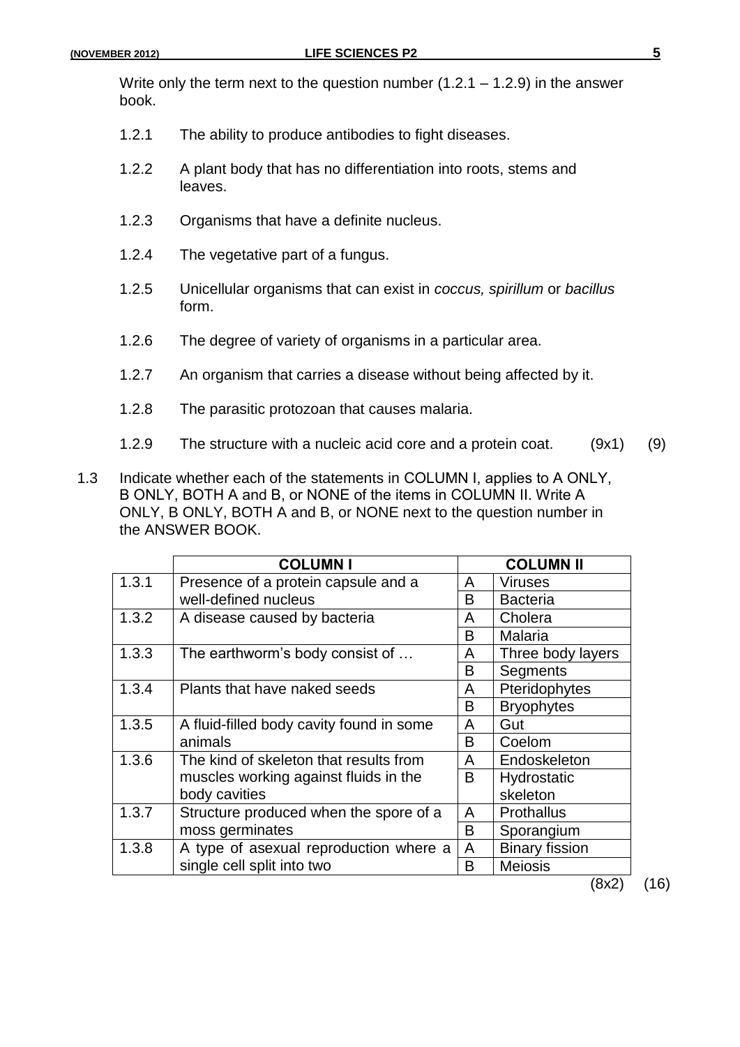Write only the term next to the question number (1.2.1 – 1.2.9) in the answer book.

- 1.2.1 The ability to produce antibodies to fight diseases.
- 1.2.2 A plant body that has no differentiation into roots, stems and leaves.
- 1.2.3 Organisms that have a definite nucleus.
- 1.2.4 The vegetative part of a fungus.
- 1.2.5 Unicellular organisms that can exist in *coccus, spirillum* or *bacillus* form.
- 1.2.6 The degree of variety of organisms in a particular area.
- 1.2.7 An organism that carries a disease without being affected by it.
- 1.2.8 The parasitic protozoan that causes malaria.
- 1.2.9 The structure with a nucleic acid core and a protein coat. (9x1) (9)

1.3 Indicate whether each of the statements in COLUMN I, applies to A ONLY, B ONLY, BOTH A and B, or NONE of the items in COLUMN II. Write A ONLY, B ONLY, BOTH A and B, or NONE next to the question number in the ANSWER BOOK.

| | COLUMN I | | COLUMN II |
|---|---|---|---|
| 1.3.1 | Presence of a protein capsule and a well-defined nucleus | A | Viruses |
| | | B | Bacteria |
| 1.3.2 | A disease caused by bacteria | A | Cholera |
| | | B | Malaria |
| 1.3.3 | The earthworm's body consist of … | A | Three body layers |
| | | B | Segments |
| 1.3.4 | Plants that have naked seeds | A | Pteridophytes |
| | | B | Bryophytes |
| 1.3.5 | A fluid-filled body cavity found in some animals | A | Gut |
| | | B | Coelom |
| 1.3.6 | The kind of skeleton that results from muscles working against fluids in the body cavities | A | Endoskeleton |
| | | B | Hydrostatic skeleton |
| 1.3.7 | Structure produced when the spore of a moss germinates | A | Prothallus |
| | | B | Sporangium |
| 1.3.8 | A type of asexual reproduction where a single cell split into two | A | Binary fission |
| | | B | Meiosis |

(8x2) (16)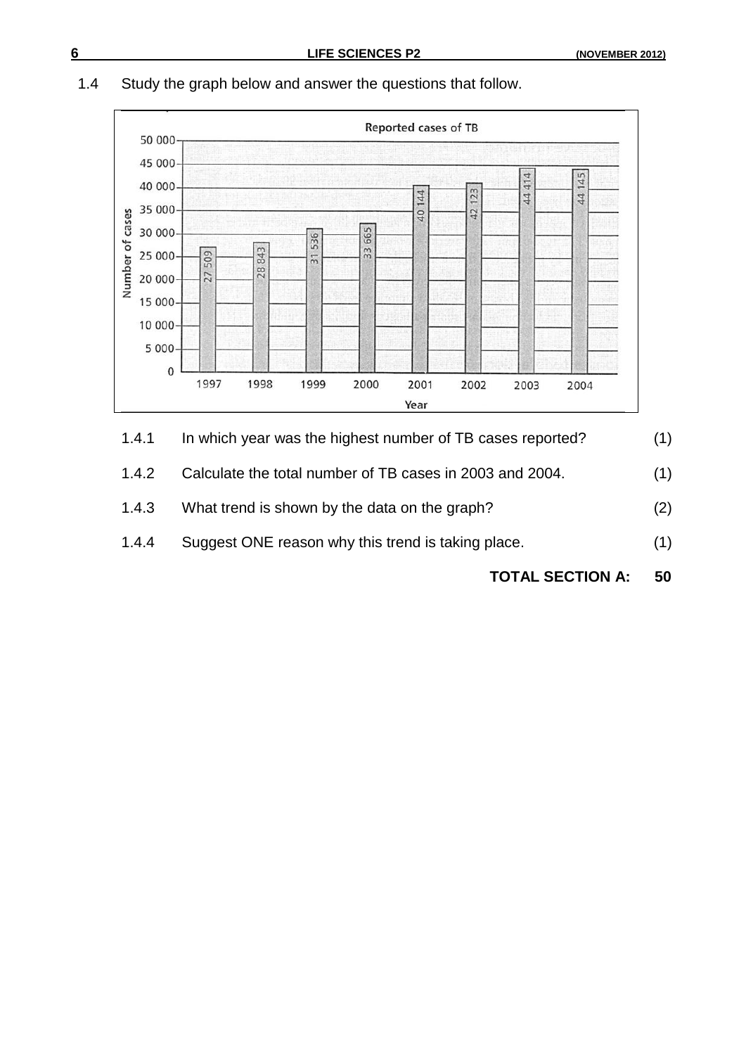1.4 Study the graph below and answer the questions that follow.

**Reported cases of TB**

| Year | Number of cases |
|---|---|
| 1997 | 27 509 |
| 1998 | 28 843 |
| 1999 | 31 536 |
| 2000 | 33 665 |
| 2001 | 40 144 |
| 2002 | 42 123 |
| 2003 | 44 414 |
| 2004 | 44 145 |

1.4.1 In which year was the highest number of TB cases reported? (1)

1.4.2 Calculate the total number of TB cases in 2003 and 2004. (1)

1.4.3 What trend is shown by the data on the graph? (2)

1.4.4 Suggest ONE reason why this trend is taking place. (1)

**TOTAL SECTION A: 50**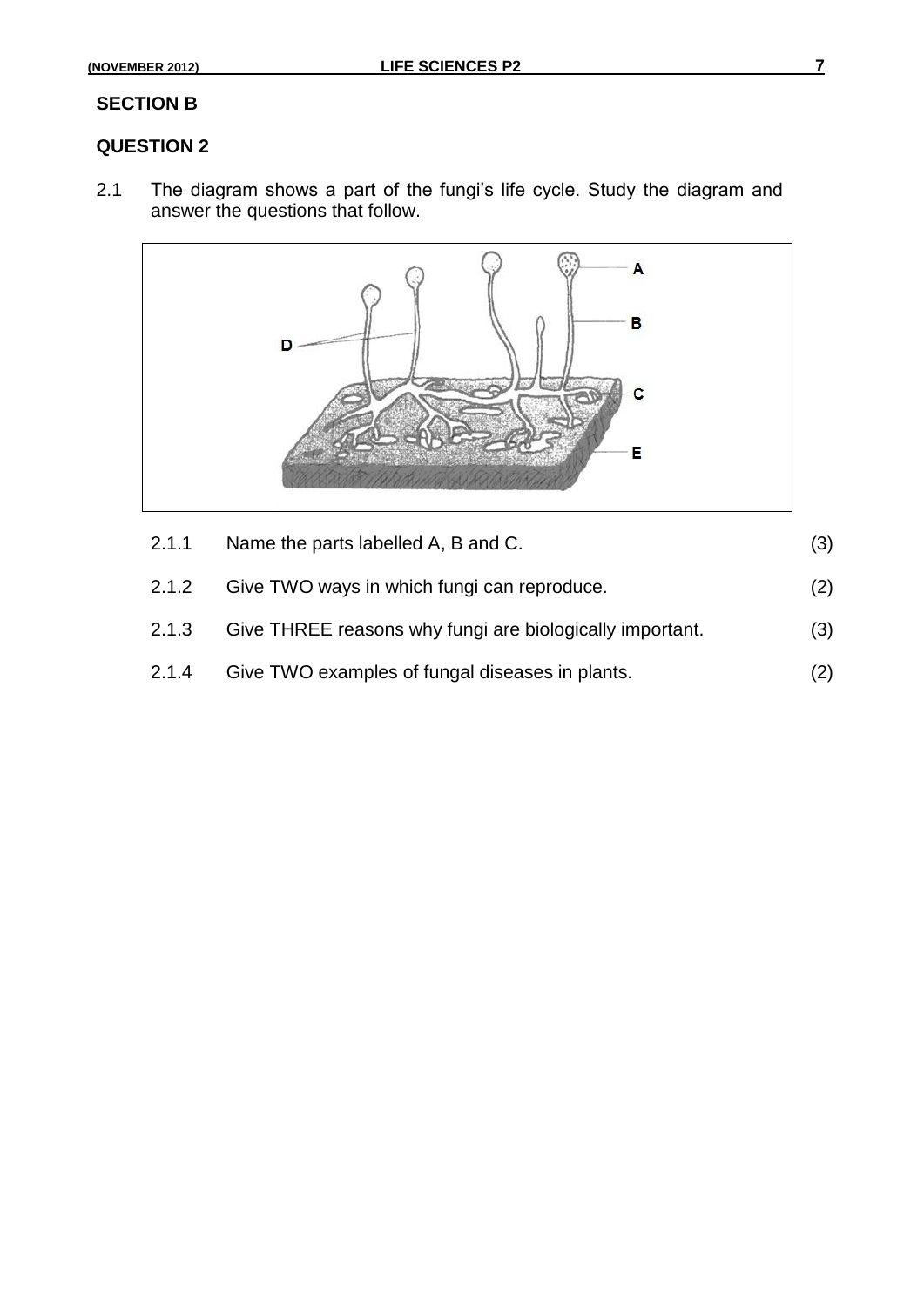## SECTION B

## QUESTION 2

2.1 The diagram shows a part of the fungi's life cycle. Study the diagram and answer the questions that follow.

2.1.1 Name the parts labelled A, B and C. (3)

2.1.2 Give TWO ways in which fungi can reproduce. (2)

2.1.3 Give THREE reasons why fungi are biologically important. (3)

2.1.4 Give TWO examples of fungal diseases in plants. (2)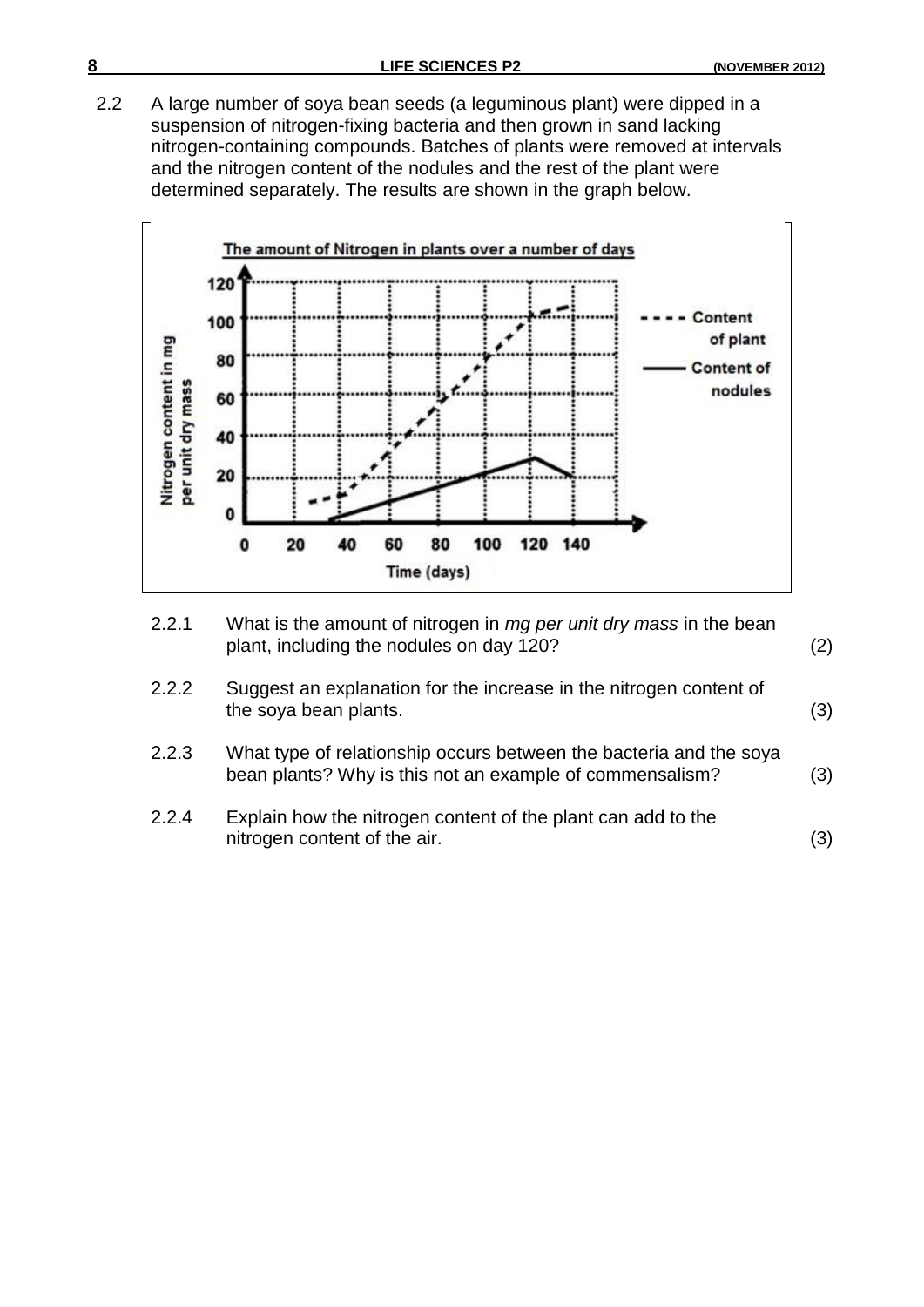2.2 A large number of soya bean seeds (a leguminous plant) were dipped in a suspension of nitrogen-fixing bacteria and then grown in sand lacking nitrogen-containing compounds. Batches of plants were removed at intervals and the nitrogen content of the nodules and the rest of the plant were determined separately. The results are shown in the graph below.

**The amount of Nitrogen in plants over a number of days**

2.2.1 What is the amount of nitrogen in *mg per unit dry mass* in the bean plant, including the nodules on day 120? (2)

2.2.2 Suggest an explanation for the increase in the nitrogen content of the soya bean plants. (3)

2.2.3 What type of relationship occurs between the bacteria and the soya bean plants? Why is this not an example of commensalism? (3)

2.2.4 Explain how the nitrogen content of the plant can add to the nitrogen content of the air. (3)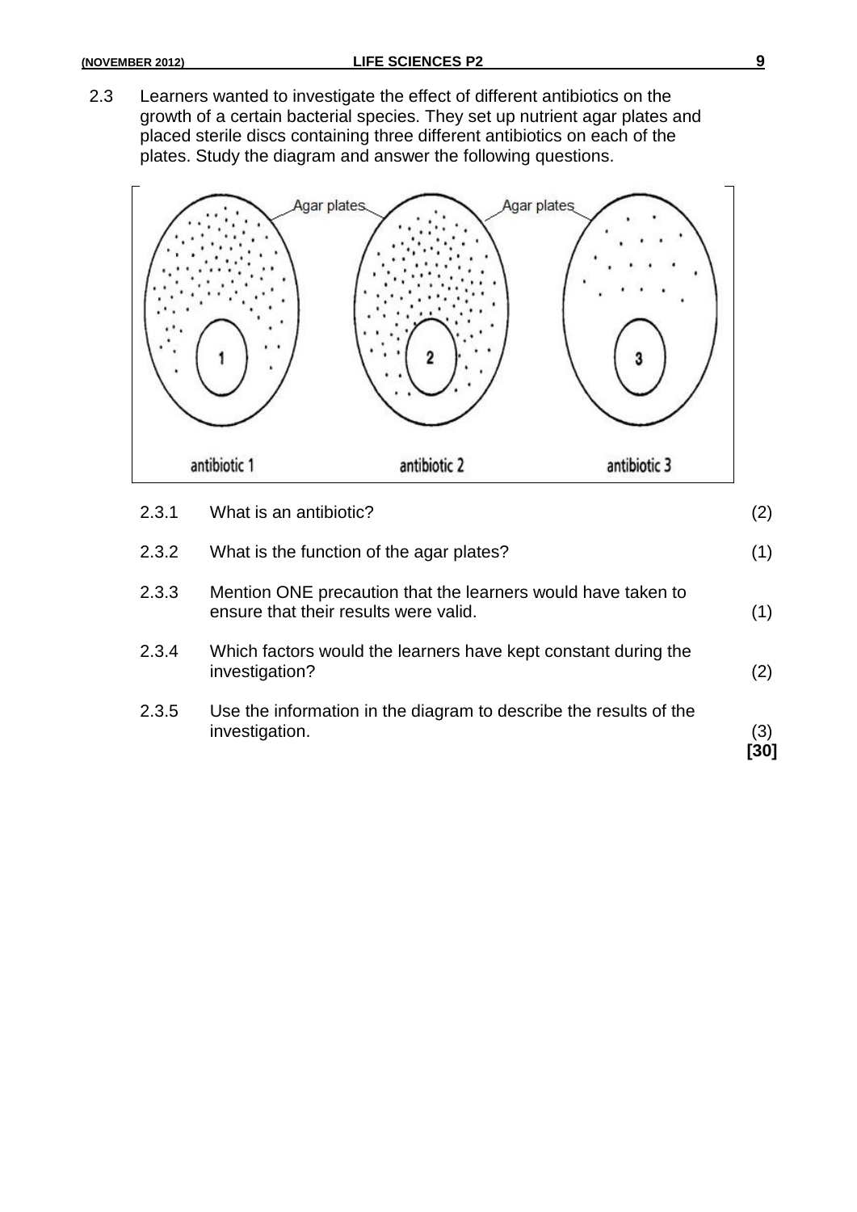2.3 Learners wanted to investigate the effect of different antibiotics on the growth of a certain bacterial species. They set up nutrient agar plates and placed sterile discs containing three different antibiotics on each of the plates. Study the diagram and answer the following questions.

Agar plates &nbsp;&nbsp;&nbsp; Agar plates

antibiotic 1 &nbsp;&nbsp;&nbsp; antibiotic 2 &nbsp;&nbsp;&nbsp; antibiotic 3

| | | |
|---|---|---|
| 2.3.1 | What is an antibiotic? | (2) |
| 2.3.2 | What is the function of the agar plates? | (1) |
| 2.3.3 | Mention ONE precaution that the learners would have taken to ensure that their results were valid. | (1) |
| 2.3.4 | Which factors would the learners have kept constant during the investigation? | (2) |
| 2.3.5 | Use the information in the diagram to describe the results of the investigation. | (3) **[30]** |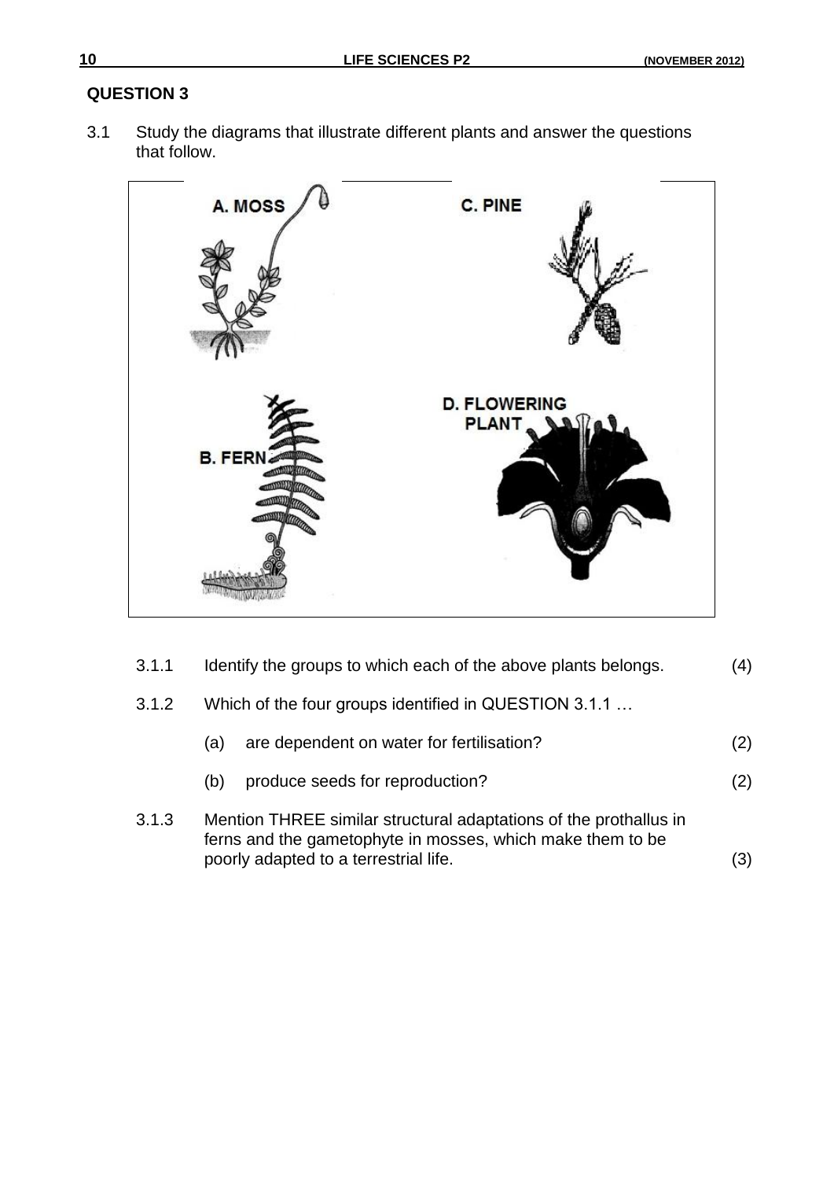## QUESTION 3

3.1 Study the diagrams that illustrate different plants and answer the questions that follow.

A. MOSS

B. FERN

C. PINE

D. FLOWERING PLANT

3.1.1 Identify the groups to which each of the above plants belongs. (4)

3.1.2 Which of the four groups identified in QUESTION 3.1.1 …

(a) are dependent on water for fertilisation? (2)

(b) produce seeds for reproduction? (2)

3.1.3 Mention THREE similar structural adaptations of the prothallus in ferns and the gametophyte in mosses, which make them to be poorly adapted to a terrestrial life. (3)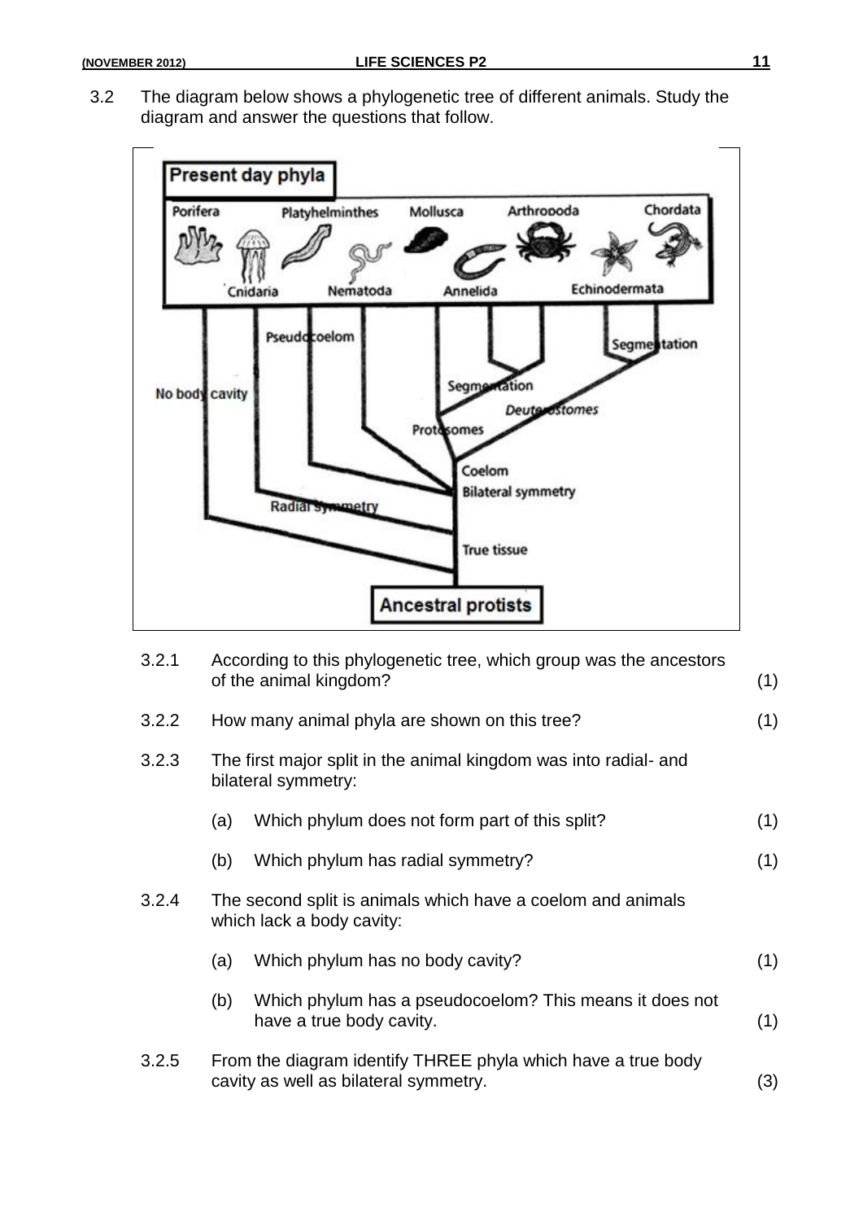3.2 The diagram below shows a phylogenetic tree of different animals. Study the diagram and answer the questions that follow.

**Present day phyla**

Porifera, Cnidaria, Platyhelminthes, Nematoda, Mollusca, Annelida, Arthropoda, Echinodermata, Chordata

No body cavity, Pseudocoelom, Segmentation, Segmentation, Deuterostomes, Protostomes, Coelom, Bilateral symmetry, Radial symmetry, True tissue

**Ancestral protists**

3.2.1 According to this phylogenetic tree, which group was the ancestors of the animal kingdom? (1)

3.2.2 How many animal phyla are shown on this tree? (1)

3.2.3 The first major split in the animal kingdom was into radial- and bilateral symmetry:

(a) Which phylum does not form part of this split? (1)

(b) Which phylum has radial symmetry? (1)

3.2.4 The second split is animals which have a coelom and animals which lack a body cavity:

(a) Which phylum has no body cavity? (1)

(b) Which phylum has a pseudocoelom? This means it does not have a true body cavity. (1)

3.2.5 From the diagram identify THREE phyla which have a true body cavity as well as bilateral symmetry. (3)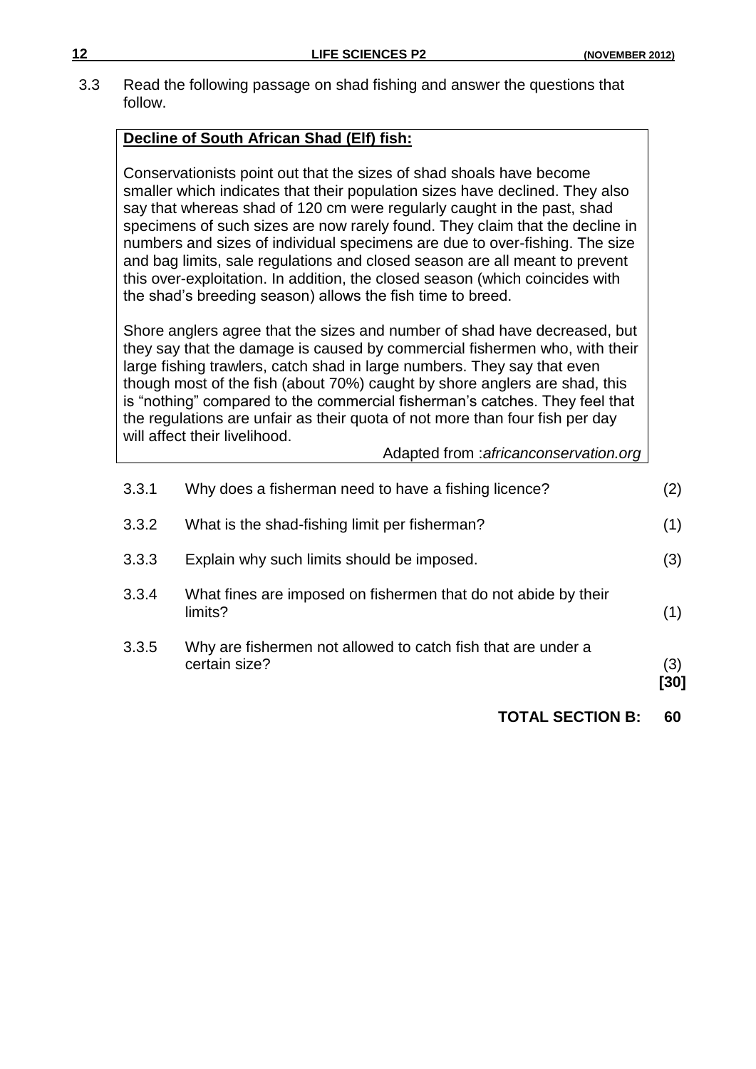3.3 Read the following passage on shad fishing and answer the questions that follow.

**Decline of South African Shad (Elf) fish:**

Conservationists point out that the sizes of shad shoals have become smaller which indicates that their population sizes have declined. They also say that whereas shad of 120 cm were regularly caught in the past, shad specimens of such sizes are now rarely found. They claim that the decline in numbers and sizes of individual specimens are due to over-fishing. The size and bag limits, sale regulations and closed season are all meant to prevent this over-exploitation. In addition, the closed season (which coincides with the shad's breeding season) allows the fish time to breed.

Shore anglers agree that the sizes and number of shad have decreased, but they say that the damage is caused by commercial fishermen who, with their large fishing trawlers, catch shad in large numbers. They say that even though most of the fish (about 70%) caught by shore anglers are shad, this is "nothing" compared to the commercial fisherman's catches. They feel that the regulations are unfair as their quota of not more than four fish per day will affect their livelihood.

Adapted from :*africanconservation.org*

3.3.1 Why does a fisherman need to have a fishing licence? (2)

3.3.2 What is the shad-fishing limit per fisherman? (1)

3.3.3 Explain why such limits should be imposed. (3)

3.3.4 What fines are imposed on fishermen that do not abide by their limits? (1)

3.3.5 Why are fishermen not allowed to catch fish that are under a certain size? (3)
**[30]**

**TOTAL SECTION B: 60**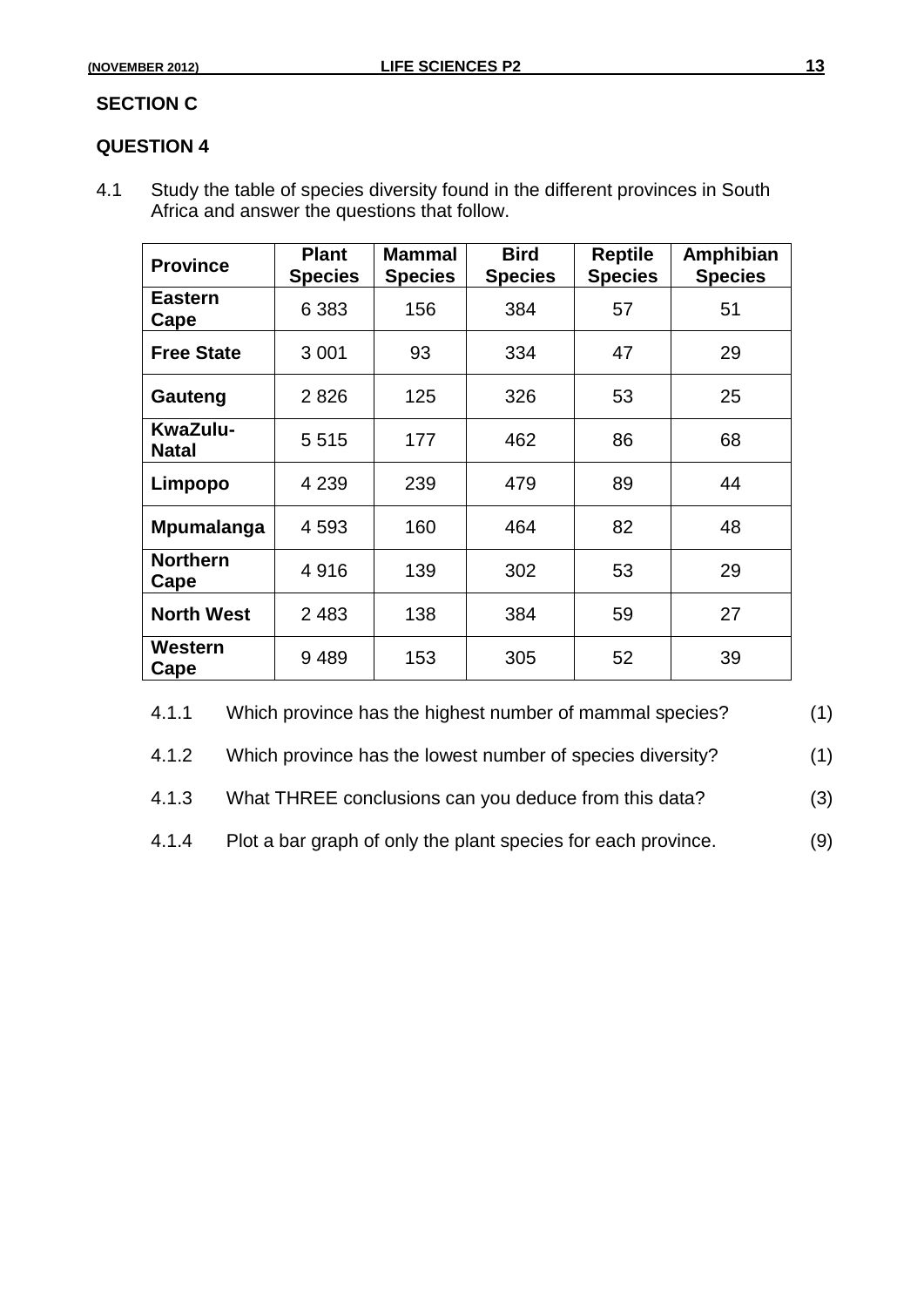## SECTION C

## QUESTION 4

4.1 Study the table of species diversity found in the different provinces in South Africa and answer the questions that follow.

| Province | Plant Species | Mammal Species | Bird Species | Reptile Species | Amphibian Species |
|---|---|---|---|---|---|
| **Eastern Cape** | 6 383 | 156 | 384 | 57 | 51 |
| **Free State** | 3 001 | 93 | 334 | 47 | 29 |
| **Gauteng** | 2 826 | 125 | 326 | 53 | 25 |
| **KwaZulu-Natal** | 5 515 | 177 | 462 | 86 | 68 |
| **Limpopo** | 4 239 | 239 | 479 | 89 | 44 |
| **Mpumalanga** | 4 593 | 160 | 464 | 82 | 48 |
| **Northern Cape** | 4 916 | 139 | 302 | 53 | 29 |
| **North West** | 2 483 | 138 | 384 | 59 | 27 |
| **Western Cape** | 9 489 | 153 | 305 | 52 | 39 |

4.1.1 Which province has the highest number of mammal species? (1)

4.1.2 Which province has the lowest number of species diversity? (1)

4.1.3 What THREE conclusions can you deduce from this data? (3)

4.1.4 Plot a bar graph of only the plant species for each province. (9)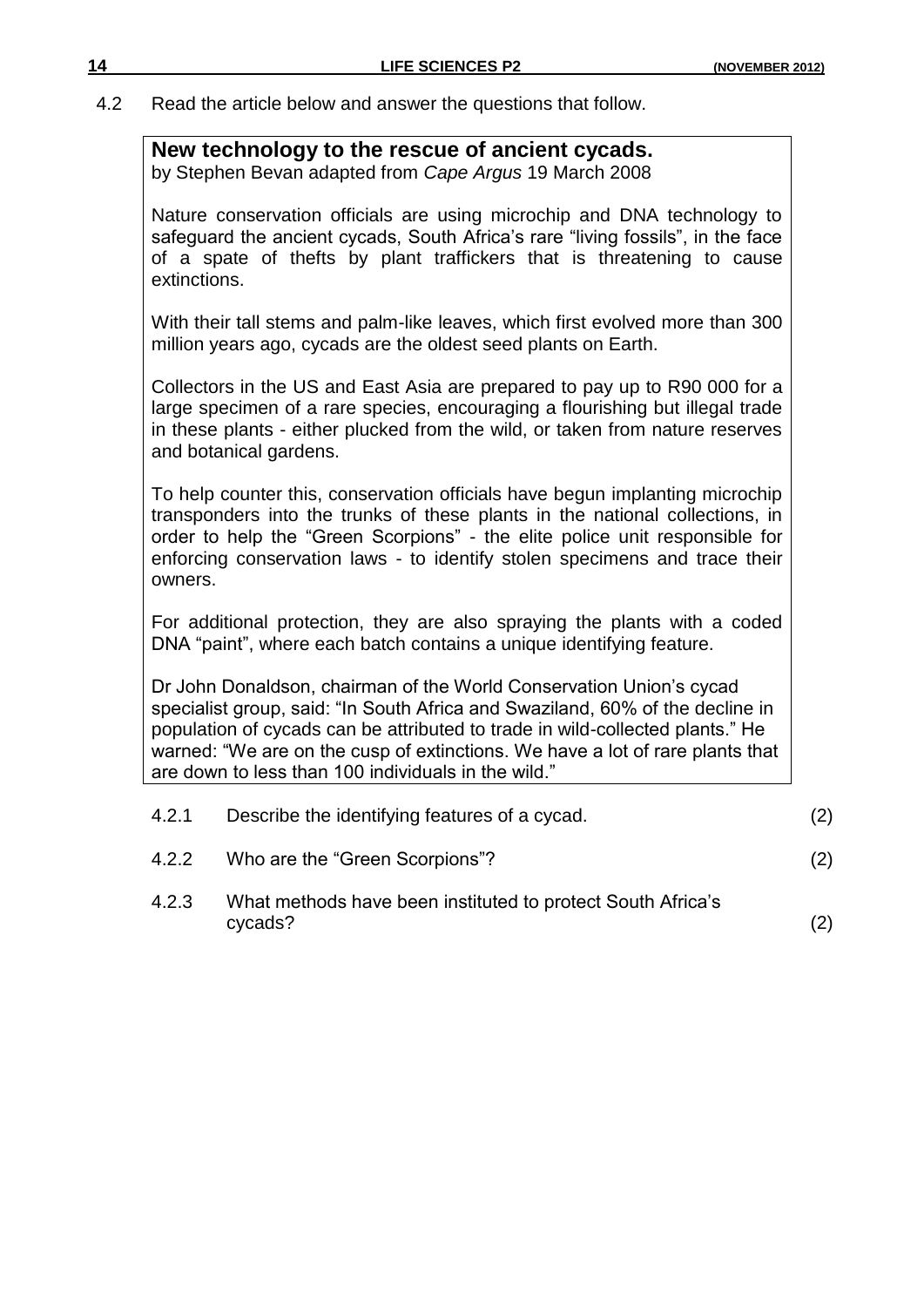4.2 Read the article below and answer the questions that follow.

> **New technology to the rescue of ancient cycads.**
> by Stephen Bevan adapted from *Cape Argus* 19 March 2008
>
> Nature conservation officials are using microchip and DNA technology to safeguard the ancient cycads, South Africa's rare "living fossils", in the face of a spate of thefts by plant traffickers that is threatening to cause extinctions.
>
> With their tall stems and palm-like leaves, which first evolved more than 300 million years ago, cycads are the oldest seed plants on Earth.
>
> Collectors in the US and East Asia are prepared to pay up to R90 000 for a large specimen of a rare species, encouraging a flourishing but illegal trade in these plants - either plucked from the wild, or taken from nature reserves and botanical gardens.
>
> To help counter this, conservation officials have begun implanting microchip transponders into the trunks of these plants in the national collections, in order to help the "Green Scorpions" - the elite police unit responsible for enforcing conservation laws - to identify stolen specimens and trace their owners.
>
> For additional protection, they are also spraying the plants with a coded DNA "paint", where each batch contains a unique identifying feature.
>
> Dr John Donaldson, chairman of the World Conservation Union's cycad specialist group, said: "In South Africa and Swaziland, 60% of the decline in population of cycads can be attributed to trade in wild-collected plants." He warned: "We are on the cusp of extinctions. We have a lot of rare plants that are down to less than 100 individuals in the wild."

4.2.1 Describe the identifying features of a cycad. (2)

4.2.2 Who are the "Green Scorpions"? (2)

4.2.3 What methods have been instituted to protect South Africa's cycads? (2)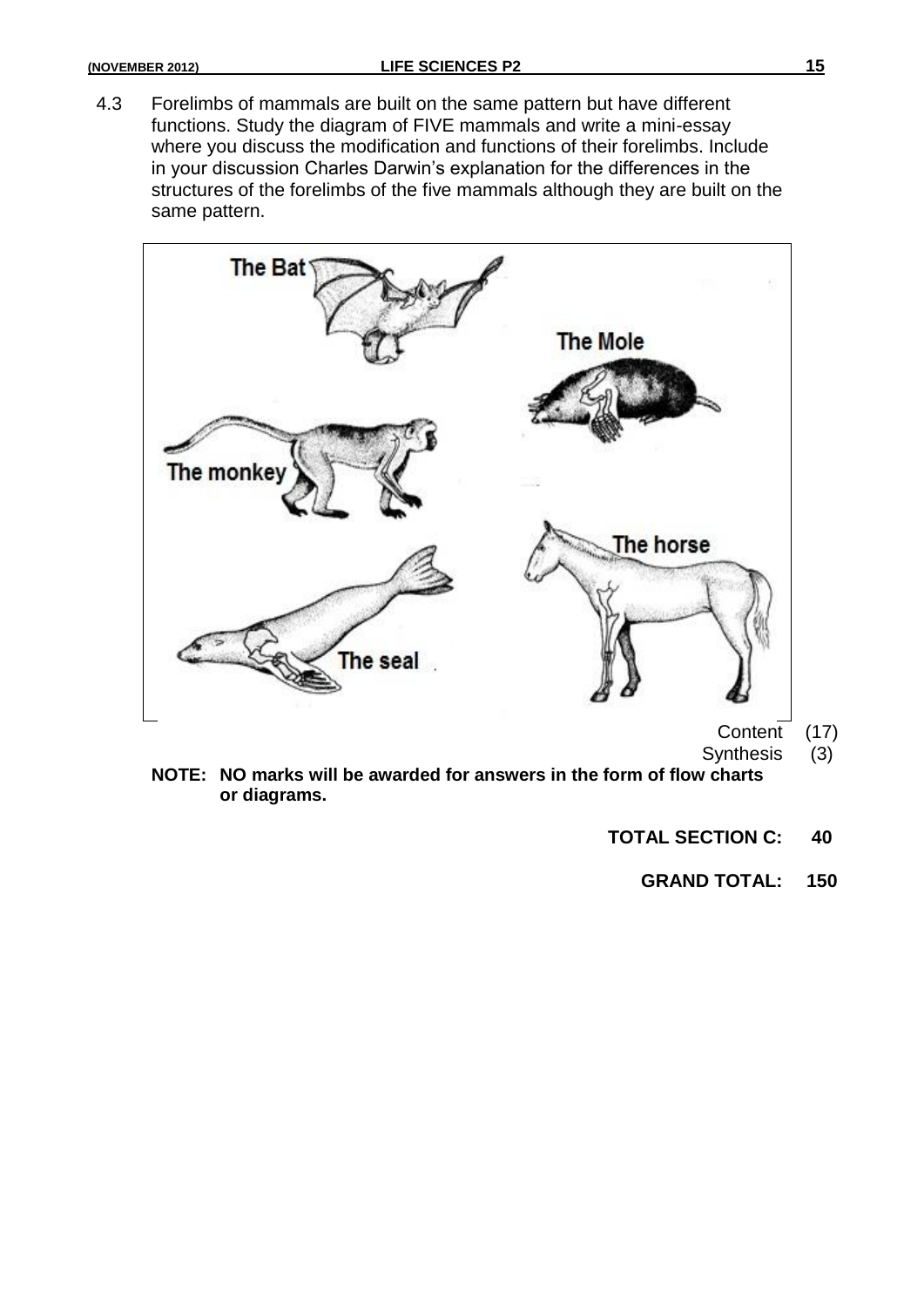4.3 Forelimbs of mammals are built on the same pattern but have different functions. Study the diagram of FIVE mammals and write a mini-essay where you discuss the modification and functions of their forelimbs. Include in your discussion Charles Darwin's explanation for the differences in the structures of the forelimbs of the five mammals although they are built on the same pattern.

The Bat

The Mole

The monkey

The horse

The seal

Content (17)
Synthesis (3)

**NOTE: NO marks will be awarded for answers in the form of flow charts or diagrams.**

**TOTAL SECTION C: 40**

**GRAND TOTAL: 150**